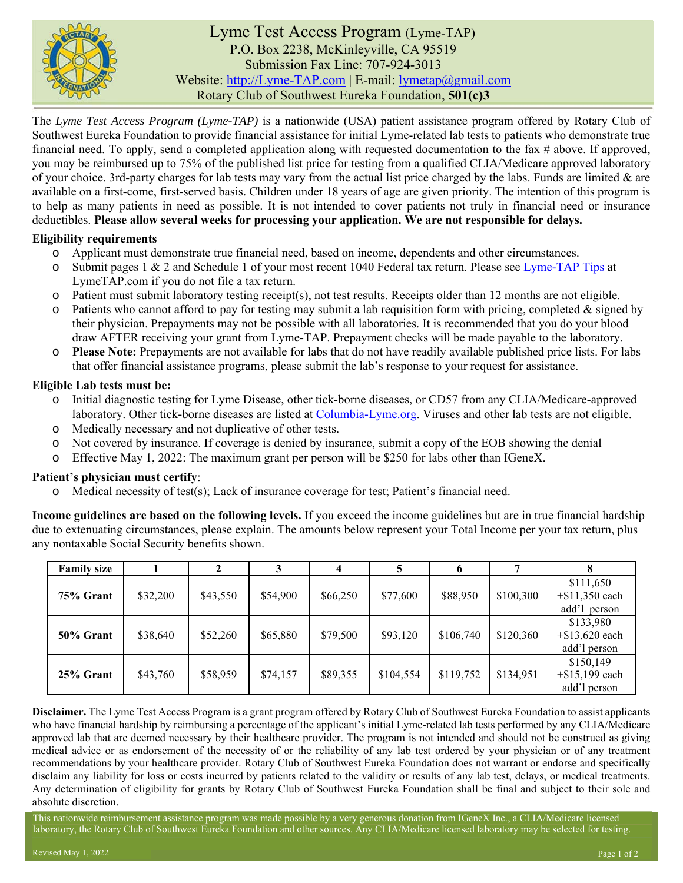# Lyme Test Access Program (Lyme-TAP)

P.O. Box 2238, McKinleyville, CA 95519
Submission Fax Line: 707-924-3013
Website: http://Lyme-TAP.com | E-mail: lymetap@gmail.com
Rotary Club of Southwest Eureka Foundation, **501(c)3**

The *Lyme Test Access Program (Lyme-TAP)* is a nationwide (USA) patient assistance program offered by Rotary Club of Southwest Eureka Foundation to provide financial assistance for initial Lyme-related lab tests to patients who demonstrate true financial need. To apply, send a completed application along with requested documentation to the fax # above. If approved, you may be reimbursed up to 75% of the published list price for testing from a qualified CLIA/Medicare approved laboratory of your choice. 3rd-party charges for lab tests may vary from the actual list price charged by the labs. Funds are limited & are available on a first-come, first-served basis. Children under 18 years of age are given priority. The intention of this program is to help as many patients in need as possible. It is not intended to cover patients not truly in financial need or insurance deductibles. **Please allow several weeks for processing your application. We are not responsible for delays.**

**Eligibility requirements**

- Applicant must demonstrate true financial need, based on income, dependents and other circumstances.
- Submit pages 1 & 2 and Schedule 1 of your most recent 1040 Federal tax return. Please see Lyme-TAP Tips at LymeTAP.com if you do not file a tax return.
- Patient must submit laboratory testing receipt(s), not test results. Receipts older than 12 months are not eligible.
- Patients who cannot afford to pay for testing may submit a lab requisition form with pricing, completed & signed by their physician. Prepayments may not be possible with all laboratories. It is recommended that you do your blood draw AFTER receiving your grant from Lyme-TAP. Prepayment checks will be made payable to the laboratory.
- **Please Note:** Prepayments are not available for labs that do not have readily available published price lists. For labs that offer financial assistance programs, please submit the lab's response to your request for assistance.

**Eligible Lab tests must be:**

- Initial diagnostic testing for Lyme Disease, other tick-borne diseases, or CD57 from any CLIA/Medicare-approved laboratory. Other tick-borne diseases are listed at Columbia-Lyme.org. Viruses and other lab tests are not eligible.
- Medically necessary and not duplicative of other tests.
- Not covered by insurance. If coverage is denied by insurance, submit a copy of the EOB showing the denial
- Effective May 1, 2022: The maximum grant per person will be $250 for labs other than IGeneX.

**Patient's physician must certify**:

- Medical necessity of test(s); Lack of insurance coverage for test; Patient's financial need.

**Income guidelines are based on the following levels.** If you exceed the income guidelines but are in true financial hardship due to extenuating circumstances, please explain. The amounts below represent your Total Income per your tax return, plus any nontaxable Social Security benefits shown.

| Family size | 1 | 2 | 3 | 4 | 5 | 6 | 7 | 8 |
|---|---|---|---|---|---|---|---|---|
| **75% Grant** | $32,200 | $43,550 | $54,900 | $66,250 | $77,600 | $88,950 | $100,300 | $111,650 +$11,350 each add'l person |
| **50% Grant** | $38,640 | $52,260 | $65,880 | $79,500 | $93,120 | $106,740 | $120,360 | $133,980 +$13,620 each add'l person |
| **25% Grant** | $43,760 | $58,959 | $74,157 | $89,355 | $104,554 | $119,752 | $134,951 | $150,149 +$15,199 each add'l person |

**Disclaimer.** The Lyme Test Access Program is a grant program offered by Rotary Club of Southwest Eureka Foundation to assist applicants who have financial hardship by reimbursing a percentage of the applicant's initial Lyme-related lab tests performed by any CLIA/Medicare approved lab that are deemed necessary by their healthcare provider. The program is not intended and should not be construed as giving medical advice or as endorsement of the necessity of or the reliability of any lab test ordered by your physician or of any treatment recommendations by your healthcare provider. Rotary Club of Southwest Eureka Foundation does not warrant or endorse and specifically disclaim any liability for loss or costs incurred by patients related to the validity or results of any lab test, delays, or medical treatments. Any determination of eligibility for grants by Rotary Club of Southwest Eureka Foundation shall be final and subject to their sole and absolute discretion.

This nationwide reimbursement assistance program was made possible by a very generous donation from IGeneX Inc., a CLIA/Medicare licensed laboratory, the Rotary Club of Southwest Eureka Foundation and other sources. Any CLIA/Medicare licensed laboratory may be selected for testing.

Revised May 1, 2022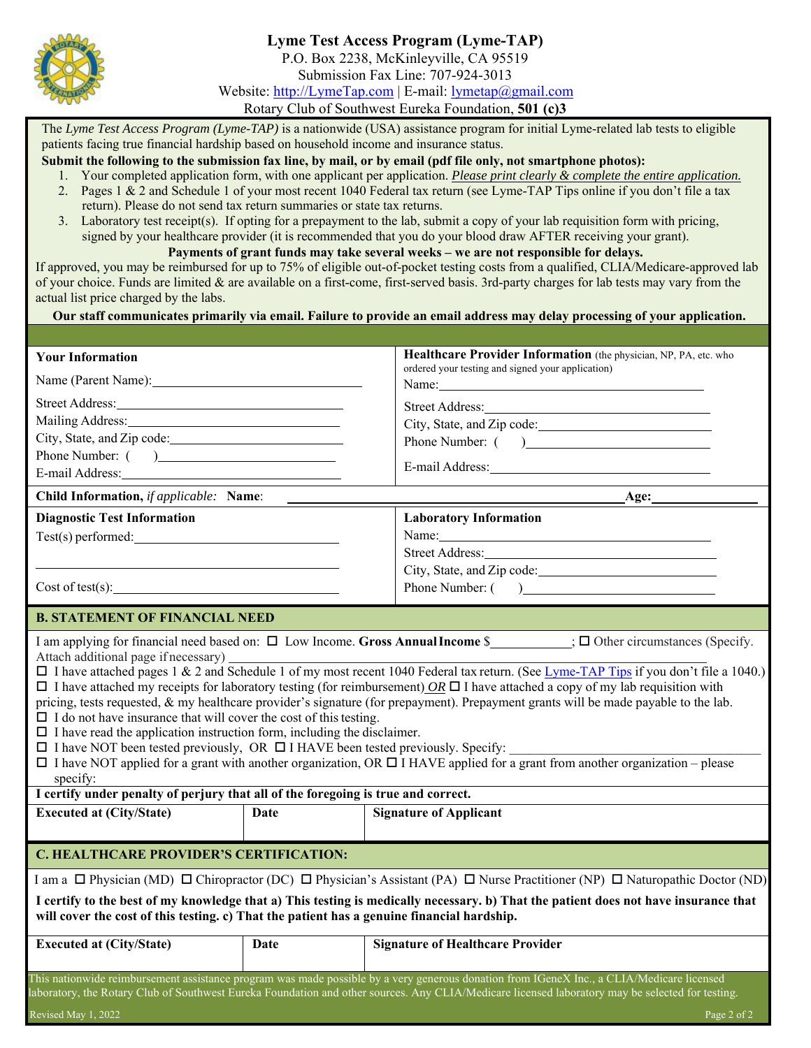# Lyme Test Access Program (Lyme-TAP)

P.O. Box 2238, McKinleyville, CA 95519
Submission Fax Line: 707-924-3013
Website: http://LymeTap.com | E-mail: lymetap@gmail.com
Rotary Club of Southwest Eureka Foundation, **501 (c)3**

The *Lyme Test Access Program (Lyme-TAP)* is a nationwide (USA) assistance program for initial Lyme-related lab tests to eligible patients facing true financial hardship based on household income and insurance status.

**Submit the following to the submission fax line, by mail, or by email (pdf file only, not smartphone photos):**

1. Your completed application form, with one applicant per application. *Please print clearly & complete the entire application.*
2. Pages 1 & 2 and Schedule 1 of your most recent 1040 Federal tax return (see Lyme-TAP Tips online if you don't file a tax return). Please do not send tax return summaries or state tax returns.
3. Laboratory test receipt(s). If opting for a prepayment to the lab, submit a copy of your lab requisition form with pricing, signed by your healthcare provider (it is recommended that you do your blood draw AFTER receiving your grant).

**Payments of grant funds may take several weeks – we are not responsible for delays.**

If approved, you may be reimbursed for up to 75% of eligible out-of-pocket testing costs from a qualified, CLIA/Medicare-approved lab of your choice. Funds are limited & are available on a first-come, first-served basis. 3rd-party charges for lab tests may vary from the actual list price charged by the labs.

**Our staff communicates primarily via email. Failure to provide an email address may delay processing of your application.**

---

**Your Information**

Name (Parent Name): ______________________

Street Address: ______________________

Mailing Address: ______________________

City, State, and Zip code: ______________________

Phone Number: ( ) ______________________

E-mail Address: ______________________

**Healthcare Provider Information** (the physician, NP, PA, etc. who ordered your testing and signed your application)

Name: ______________________

Street Address: ______________________

City, State, and Zip code: ______________________

Phone Number: ( ) ______________________

E-mail Address: ______________________

**Child Information,** *if applicable:* **Name**: ______________________ **Age:** __________

**Diagnostic Test Information**

Test(s) performed: ______________________

______________________

Cost of test(s): ______________________

**Laboratory Information**

Name: ______________________

Street Address: ______________________

City, State, and Zip code: ______________________

Phone Number: ( ) ______________________

## B. STATEMENT OF FINANCIAL NEED

I am applying for financial need based on: ☐ Low Income. **Gross Annual Income** $__________; ☐ Other circumstances (Specify. Attach additional page if necessary) ______________________

☐ I have attached pages 1 & 2 and Schedule 1 of my most recent 1040 Federal tax return. (See Lyme-TAP Tips if you don't file a 1040.)

☐ I have attached my receipts for laboratory testing (for reimbursement) *OR* ☐ I have attached a copy of my lab requisition with pricing, tests requested, & my healthcare provider's signature (for prepayment). Prepayment grants will be made payable to the lab.

☐ I do not have insurance that will cover the cost of this testing.

☐ I have read the application instruction form, including the disclaimer.

☐ I have NOT been tested previously, OR ☐ I HAVE been tested previously. Specify: ______________________

☐ I have NOT applied for a grant with another organization, OR ☐ I HAVE applied for a grant from another organization – please specify:

**I certify under penalty of perjury that all of the foregoing is true and correct.**

| Executed at (City/State) | Date | Signature of Applicant |
|---|---|---|
| | | |

## C. HEALTHCARE PROVIDER'S CERTIFICATION:

I am a ☐ Physician (MD) ☐ Chiropractor (DC) ☐ Physician's Assistant (PA) ☐ Nurse Practitioner (NP) ☐ Naturopathic Doctor (ND)

**I certify to the best of my knowledge that a) This testing is medically necessary. b) That the patient does not have insurance that will cover the cost of this testing. c) That the patient has a genuine financial hardship.**

| Executed at (City/State) | Date | Signature of Healthcare Provider |
|---|---|---|
| | | |

This nationwide reimbursement assistance program was made possible by a very generous donation from IGeneX Inc., a CLIA/Medicare licensed laboratory, the Rotary Club of Southwest Eureka Foundation and other sources. Any CLIA/Medicare licensed laboratory may be selected for testing.

Revised May 1, 2022